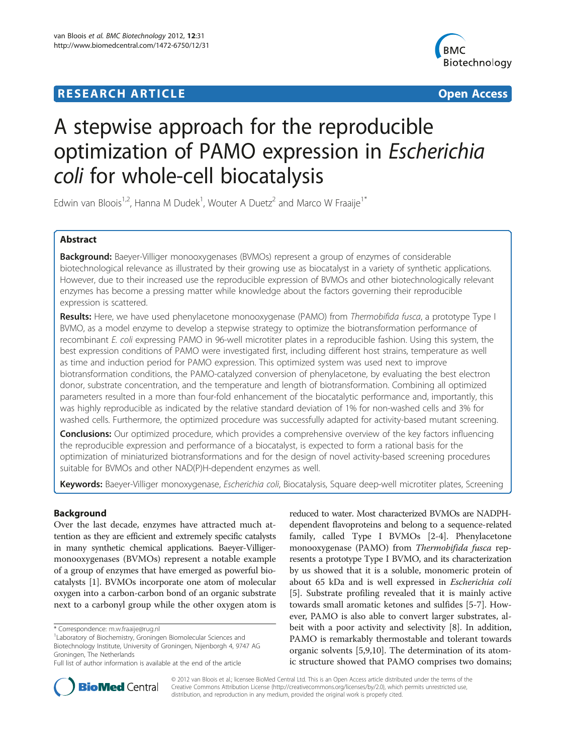RESEARCH ARTICLE **Open Access**

# A stepwise approach for the reproducible optimization of PAMO expression in *Escherichia coli* for whole-cell biocatalysis

Edwin van Bloois[1,2], Hanna M Dudek[1], Wouter A Duetz[2] and Marco W Fraaije[1*]

## Abstract

**Background:** Baeyer-Villiger monooxygenases (BVMOs) represent a group of enzymes of considerable biotechnological relevance as illustrated by their growing use as biocatalyst in a variety of synthetic applications. However, due to their increased use the reproducible expression of BVMOs and other biotechnologically relevant enzymes has become a pressing matter while knowledge about the factors governing their reproducible expression is scattered.

**Results:** Here, we have used phenylacetone monooxygenase (PAMO) from *Thermobifida fusca*, a prototype Type I BVMO, as a model enzyme to develop a stepwise strategy to optimize the biotransformation performance of recombinant *E. coli* expressing PAMO in 96-well microtiter plates in a reproducible fashion. Using this system, the best expression conditions of PAMO were investigated first, including different host strains, temperature as well as time and induction period for PAMO expression. This optimized system was used next to improve biotransformation conditions, the PAMO-catalyzed conversion of phenylacetone, by evaluating the best electron donor, substrate concentration, and the temperature and length of biotransformation. Combining all optimized parameters resulted in a more than four-fold enhancement of the biocatalytic performance and, importantly, this was highly reproducible as indicated by the relative standard deviation of 1% for non-washed cells and 3% for washed cells. Furthermore, the optimized procedure was successfully adapted for activity-based mutant screening.

**Conclusions:** Our optimized procedure, which provides a comprehensive overview of the key factors influencing the reproducible expression and performance of a biocatalyst, is expected to form a rational basis for the optimization of miniaturized biotransformations and for the design of novel activity-based screening procedures suitable for BVMOs and other NAD(P)H-dependent enzymes as well.

**Keywords:** Baeyer-Villiger monoxygenase, *Escherichia coli*, Biocatalysis, Square deep-well microtiter plates, Screening

## Background

Over the last decade, enzymes have attracted much attention as they are efficient and extremely specific catalysts in many synthetic chemical applications. Baeyer-Villiger-monooxygenases (BVMOs) represent a notable example of a group of enzymes that have emerged as powerful biocatalysts [1]. BVMOs incorporate one atom of molecular oxygen into a carbon-carbon bond of an organic substrate next to a carbonyl group while the other oxygen atom is reduced to water. Most characterized BVMOs are NADPH-dependent flavoproteins and belong to a sequence-related family, called Type I BVMOs [2-4]. Phenylacetone monooxygenase (PAMO) from *Thermobifida fusca* represents a prototype Type I BVMO, and its characterization by us showed that it is a soluble, monomeric protein of about 65 kDa and is well expressed in *Escherichia coli* [5]. Substrate profiling revealed that it is mainly active towards small aromatic ketones and sulfides [5-7]. However, PAMO is also able to convert larger substrates, albeit with a poor activity and selectivity [8]. In addition, PAMO is remarkably thermostable and tolerant towards organic solvents [5,9,10]. The determination of its atomic structure showed that PAMO comprises two domains;

\* Correspondence: m.w.fraaije@rug.nl
[1]Laboratory of Biochemistry, Groningen Biomolecular Sciences and Biotechnology Institute, University of Groningen, Nijenborgh 4, 9747 AG Groningen, The Netherlands
Full list of author information is available at the end of the article

© 2012 van Bloois et al.; licensee BioMed Central Ltd. This is an Open Access article distributed under the terms of the Creative Commons Attribution License (http://creativecommons.org/licenses/by/2.0), which permits unrestricted use, distribution, and reproduction in any medium, provided the original work is properly cited.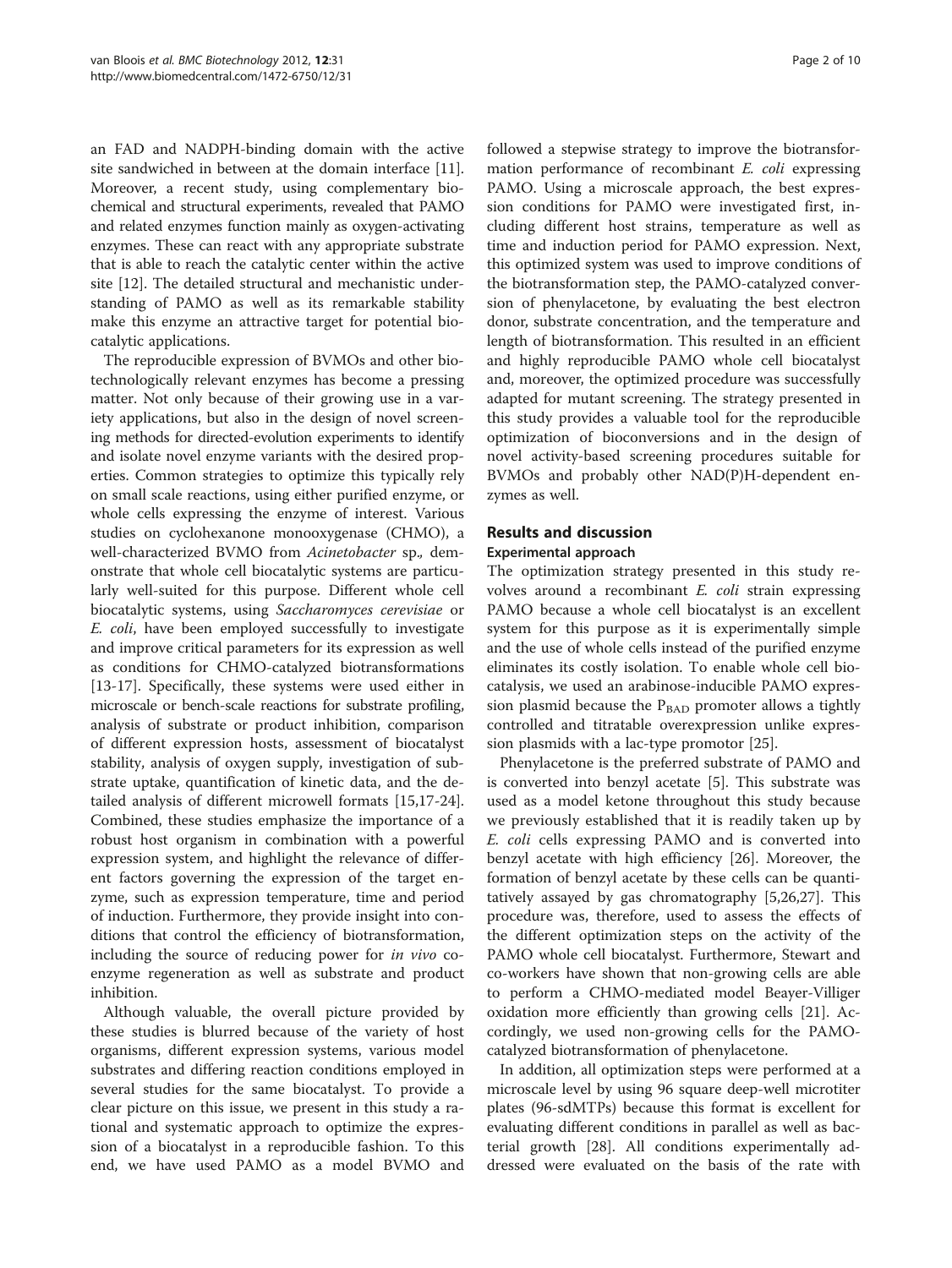an FAD and NADPH-binding domain with the active site sandwiched in between at the domain interface [11]. Moreover, a recent study, using complementary biochemical and structural experiments, revealed that PAMO and related enzymes function mainly as oxygen-activating enzymes. These can react with any appropriate substrate that is able to reach the catalytic center within the active site [12]. The detailed structural and mechanistic understanding of PAMO as well as its remarkable stability make this enzyme an attractive target for potential biocatalytic applications.

The reproducible expression of BVMOs and other biotechnologically relevant enzymes has become a pressing matter. Not only because of their growing use in a variety applications, but also in the design of novel screening methods for directed-evolution experiments to identify and isolate novel enzyme variants with the desired properties. Common strategies to optimize this typically rely on small scale reactions, using either purified enzyme, or whole cells expressing the enzyme of interest. Various studies on cyclohexanone monooxygenase (CHMO), a well-characterized BVMO from *Acinetobacter* sp., demonstrate that whole cell biocatalytic systems are particularly well-suited for this purpose. Different whole cell biocatalytic systems, using *Saccharomyces cerevisiae* or *E. coli*, have been employed successfully to investigate and improve critical parameters for its expression as well as conditions for CHMO-catalyzed biotransformations [13-17]. Specifically, these systems were used either in microscale or bench-scale reactions for substrate profiling, analysis of substrate or product inhibition, comparison of different expression hosts, assessment of biocatalyst stability, analysis of oxygen supply, investigation of substrate uptake, quantification of kinetic data, and the detailed analysis of different microwell formats [15,17-24]. Combined, these studies emphasize the importance of a robust host organism in combination with a powerful expression system, and highlight the relevance of different factors governing the expression of the target enzyme, such as expression temperature, time and period of induction. Furthermore, they provide insight into conditions that control the efficiency of biotransformation, including the source of reducing power for *in vivo* coenzyme regeneration as well as substrate and product inhibition.

Although valuable, the overall picture provided by these studies is blurred because of the variety of host organisms, different expression systems, various model substrates and differing reaction conditions employed in several studies for the same biocatalyst. To provide a clear picture on this issue, we present in this study a rational and systematic approach to optimize the expression of a biocatalyst in a reproducible fashion. To this end, we have used PAMO as a model BVMO and followed a stepwise strategy to improve the biotransformation performance of recombinant *E. coli* expressing PAMO. Using a microscale approach, the best expression conditions for PAMO were investigated first, including different host strains, temperature as well as time and induction period for PAMO expression. Next, this optimized system was used to improve conditions of the biotransformation step, the PAMO-catalyzed conversion of phenylacetone, by evaluating the best electron donor, substrate concentration, and the temperature and length of biotransformation. This resulted in an efficient and highly reproducible PAMO whole cell biocatalyst and, moreover, the optimized procedure was successfully adapted for mutant screening. The strategy presented in this study provides a valuable tool for the reproducible optimization of bioconversions and in the design of novel activity-based screening procedures suitable for BVMOs and probably other NAD(P)H-dependent enzymes as well.

## Results and discussion

### Experimental approach

The optimization strategy presented in this study revolves around a recombinant *E. coli* strain expressing PAMO because a whole cell biocatalyst is an excellent system for this purpose as it is experimentally simple and the use of whole cells instead of the purified enzyme eliminates its costly isolation. To enable whole cell biocatalysis, we used an arabinose-inducible PAMO expression plasmid because the $P_{BAD}$ promoter allows a tightly controlled and titratable overexpression unlike expression plasmids with a lac-type promotor [25].

Phenylacetone is the preferred substrate of PAMO and is converted into benzyl acetate [5]. This substrate was used as a model ketone throughout this study because we previously established that it is readily taken up by *E. coli* cells expressing PAMO and is converted into benzyl acetate with high efficiency [26]. Moreover, the formation of benzyl acetate by these cells can be quantitatively assayed by gas chromatography [5,26,27]. This procedure was, therefore, used to assess the effects of the different optimization steps on the activity of the PAMO whole cell biocatalyst. Furthermore, Stewart and co-workers have shown that non-growing cells are able to perform a CHMO-mediated model Beayer-Villiger oxidation more efficiently than growing cells [21]. Accordingly, we used non-growing cells for the PAMO-catalyzed biotransformation of phenylacetone.

In addition, all optimization steps were performed at a microscale level by using 96 square deep-well microtiter plates (96-sdMTPs) because this format is excellent for evaluating different conditions in parallel as well as bacterial growth [28]. All conditions experimentally addressed were evaluated on the basis of the rate with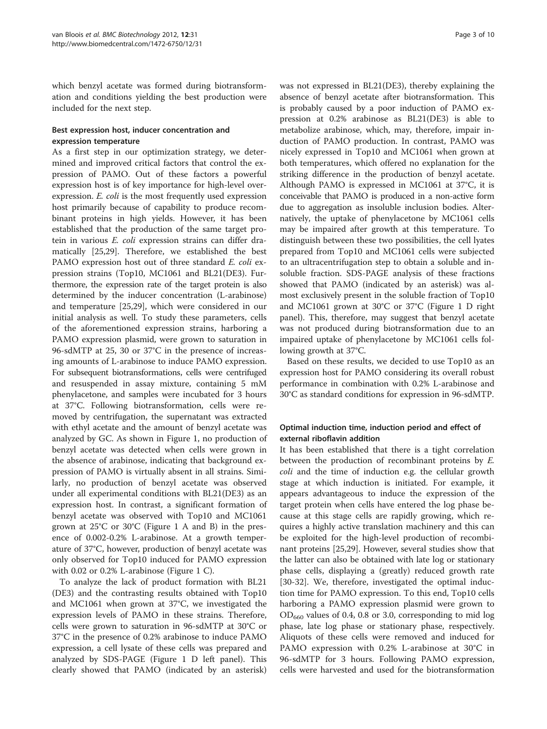which benzyl acetate was formed during biotransformation and conditions yielding the best production were included for the next step.

### Best expression host, inducer concentration and expression temperature

As a first step in our optimization strategy, we determined and improved critical factors that control the expression of PAMO. Out of these factors a powerful expression host is of key importance for high-level overexpression. *E. coli* is the most frequently used expression host primarily because of capability to produce recombinant proteins in high yields. However, it has been established that the production of the same target protein in various *E. coli* expression strains can differ dramatically [25,29]. Therefore, we established the best PAMO expression host out of three standard *E. coli* expression strains (Top10, MC1061 and BL21(DE3). Furthermore, the expression rate of the target protein is also determined by the inducer concentration (L-arabinose) and temperature [25,29], which were considered in our initial analysis as well. To study these parameters, cells of the aforementioned expression strains, harboring a PAMO expression plasmid, were grown to saturation in 96-sdMTP at 25, 30 or 37°C in the presence of increasing amounts of L-arabinose to induce PAMO expression. For subsequent biotransformations, cells were centrifuged and resuspended in assay mixture, containing 5 mM phenylacetone, and samples were incubated for 3 hours at 37°C. Following biotransformation, cells were removed by centrifugation, the supernatant was extracted with ethyl acetate and the amount of benzyl acetate was analyzed by GC. As shown in Figure 1, no production of benzyl acetate was detected when cells were grown in the absence of arabinose, indicating that background expression of PAMO is virtually absent in all strains. Similarly, no production of benzyl acetate was observed under all experimental conditions with BL21(DE3) as an expression host. In contrast, a significant formation of benzyl acetate was observed with Top10 and MC1061 grown at 25°C or 30°C (Figure 1 A and B) in the presence of 0.002-0.2% L-arabinose. At a growth temperature of 37°C, however, production of benzyl acetate was only observed for Top10 induced for PAMO expression with 0.02 or 0.2% L-arabinose (Figure 1 C).

To analyze the lack of product formation with BL21 (DE3) and the contrasting results obtained with Top10 and MC1061 when grown at 37°C, we investigated the expression levels of PAMO in these strains. Therefore, cells were grown to saturation in 96-sdMTP at 30°C or 37°C in the presence of 0.2% arabinose to induce PAMO expression, a cell lysate of these cells was prepared and analyzed by SDS-PAGE (Figure 1 D left panel). This clearly showed that PAMO (indicated by an asterisk) was not expressed in BL21(DE3), thereby explaining the absence of benzyl acetate after biotransformation. This is probably caused by a poor induction of PAMO expression at 0.2% arabinose as BL21(DE3) is able to metabolize arabinose, which, may, therefore, impair induction of PAMO production. In contrast, PAMO was nicely expressed in Top10 and MC1061 when grown at both temperatures, which offered no explanation for the striking difference in the production of benzyl acetate. Although PAMO is expressed in MC1061 at 37°C, it is conceivable that PAMO is produced in a non-active form due to aggregation as insoluble inclusion bodies. Alternatively, the uptake of phenylacetone by MC1061 cells may be impaired after growth at this temperature. To distinguish between these two possibilities, the cell lyates prepared from Top10 and MC1061 cells were subjected to an ultracentrifugation step to obtain a soluble and insoluble fraction. SDS-PAGE analysis of these fractions showed that PAMO (indicated by an asterisk) was almost exclusively present in the soluble fraction of Top10 and MC1061 grown at 30°C or 37°C (Figure 1 D right panel). This, therefore, may suggest that benzyl acetate was not produced during biotransformation due to an impaired uptake of phenylacetone by MC1061 cells following growth at 37°C.

Based on these results, we decided to use Top10 as an expression host for PAMO considering its overall robust performance in combination with 0.2% L-arabinose and 30°C as standard conditions for expression in 96-sdMTP.

### Optimal induction time, induction period and effect of external riboflavin addition

It has been established that there is a tight correlation between the production of recombinant proteins by *E. coli* and the time of induction e.g. the cellular growth stage at which induction is initiated. For example, it appears advantageous to induce the expression of the target protein when cells have entered the log phase because at this stage cells are rapidly growing, which requires a highly active translation machinery and this can be exploited for the high-level production of recombinant proteins [25,29]. However, several studies show that the latter can also be obtained with late log or stationary phase cells, displaying a (greatly) reduced growth rate [30-32]. We, therefore, investigated the optimal induction time for PAMO expression. To this end, Top10 cells harboring a PAMO expression plasmid were grown to $OD_{660}$ values of 0.4, 0.8 or 3.0, corresponding to mid log phase, late log phase or stationary phase, respectively. Aliquots of these cells were removed and induced for PAMO expression with 0.2% L-arabinose at 30°C in 96-sdMTP for 3 hours. Following PAMO expression, cells were harvested and used for the biotransformation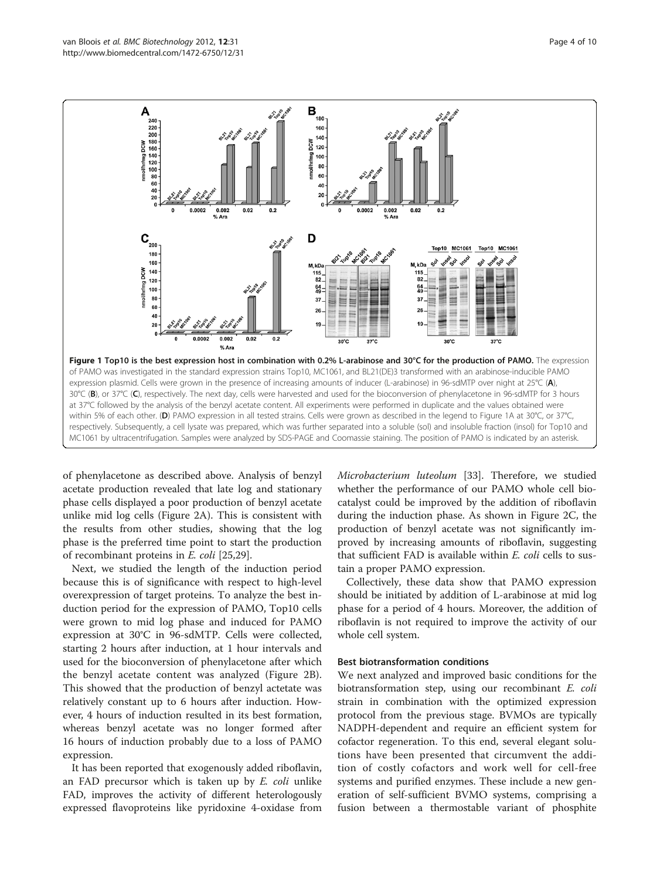**Figure 1 Top10 is the best expression host in combination with 0.2% L-arabinose and 30°C for the production of PAMO.** The expression of PAMO was investigated in the standard expression strains Top10, MC1061, and BL21(DE)3 transformed with an arabinose-inducible PAMO expression plasmid. Cells were grown in the presence of increasing amounts of inducer (L-arabinose) in 96-sdMTP over night at 25°C (**A**), 30°C (**B**), or 37°C (**C**), respectively. The next day, cells were harvested and used for the bioconversion of phenylacetone in 96-sdMTP for 3 hours at 37°C followed by the analysis of the benzyl acetate content. All experiments were performed in duplicate and the values obtained were within 5% of each other. (**D**) PAMO expression in all tested strains. Cells were grown as described in the legend to Figure 1A at 30°C, or 37°C, respectively. Subsequently, a cell lysate was prepared, which was further separated into a soluble (sol) and insoluble fraction (insol) for Top10 and MC1061 by ultracentrifugation. Samples were analyzed by SDS-PAGE and Coomassie staining. The position of PAMO is indicated by an asterisk.

of phenylacetone as described above. Analysis of benzyl acetate production revealed that late log and stationary phase cells displayed a poor production of benzyl acetate unlike mid log cells (Figure 2A). This is consistent with the results from other studies, showing that the log phase is the preferred time point to start the production of recombinant proteins in *E. coli* [25,29].

Next, we studied the length of the induction period because this is of significance with respect to high-level overexpression of target proteins. To analyze the best induction period for the expression of PAMO, Top10 cells were grown to mid log phase and induced for PAMO expression at 30°C in 96-sdMTP. Cells were collected, starting 2 hours after induction, at 1 hour intervals and used for the bioconversion of phenylacetone after which the benzyl acetate content was analyzed (Figure 2B). This showed that the production of benzyl actetate was relatively constant up to 6 hours after induction. However, 4 hours of induction resulted in its best formation, whereas benzyl acetate was no longer formed after 16 hours of induction probably due to a loss of PAMO expression.

It has been reported that exogenously added riboflavin, an FAD precursor which is taken up by *E. coli* unlike FAD, improves the activity of different heterologously expressed flavoproteins like pyridoxine 4-oxidase from *Microbacterium luteolum* [33]. Therefore, we studied whether the performance of our PAMO whole cell biocatalyst could be improved by the addition of riboflavin during the induction phase. As shown in Figure 2C, the production of benzyl acetate was not significantly improved by increasing amounts of riboflavin, suggesting that sufficient FAD is available within *E. coli* cells to sustain a proper PAMO expression.

Collectively, these data show that PAMO expression should be initiated by addition of L-arabinose at mid log phase for a period of 4 hours. Moreover, the addition of riboflavin is not required to improve the activity of our whole cell system.

### Best biotransformation conditions

We next analyzed and improved basic conditions for the biotransformation step, using our recombinant *E. coli* strain in combination with the optimized expression protocol from the previous stage. BVMOs are typically NADPH-dependent and require an efficient system for cofactor regeneration. To this end, several elegant solutions have been presented that circumvent the addition of costly cofactors and work well for cell-free systems and purified enzymes. These include a new generation of self-sufficient BVMO systems, comprising a fusion between a thermostable variant of phosphite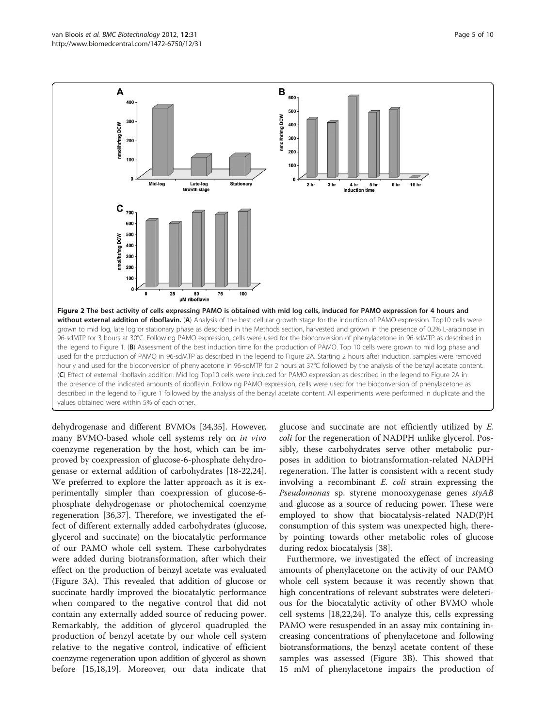**Figure 2 The best activity of cells expressing PAMO is obtained with mid log cells, induced for PAMO expression for 4 hours and without external addition of riboflavin.** (**A**) Analysis of the best cellular growth stage for the induction of PAMO expression. Top10 cells were grown to mid log, late log or stationary phase as described in the Methods section, harvested and grown in the presence of 0.2% L-arabinose in 96-sdMTP for 3 hours at 30°C. Following PAMO expression, cells were used for the bioconversion of phenylacetone in 96-sdMTP as described in the legend to Figure 1. (**B**) Assessment of the best induction time for the production of PAMO. Top 10 cells were grown to mid log phase and used for the production of PAMO in 96-sdMTP as described in the legend to Figure 2A. Starting 2 hours after induction, samples were removed hourly and used for the bioconversion of phenylacetone in 96-sdMTP for 2 hours at 37°C followed by the analysis of the benzyl acetate content. (**C**) Effect of external riboflavin addition. Mid log Top10 cells were induced for PAMO expression as described in the legend to Figure 2A in the presence of the indicated amounts of riboflavin. Following PAMO expression, cells were used for the bioconversion of phenylacetone as described in the legend to Figure 1 followed by the analysis of the benzyl acetate content. All experiments were performed in duplicate and the values obtained were within 5% of each other.

dehydrogenase and different BVMOs [34,35]. However, many BVMO-based whole cell systems rely on *in vivo* coenzyme regeneration by the host, which can be improved by coexpression of glucose-6-phosphate dehydrogenase or external addition of carbohydrates [18-22,24]. We preferred to explore the latter approach as it is experimentally simpler than coexpression of glucose-6-phosphate dehydrogenase or photochemical coenzyme regeneration [36,37]. Therefore, we investigated the effect of different externally added carbohydrates (glucose, glycerol and succinate) on the biocatalytic performance of our PAMO whole cell system. These carbohydrates were added during biotransformation, after which their effect on the production of benzyl acetate was evaluated (Figure 3A). This revealed that addition of glucose or succinate hardly improved the biocatalytic performance when compared to the negative control that did not contain any externally added source of reducing power. Remarkably, the addition of glycerol quadrupled the production of benzyl acetate by our whole cell system relative to the negative control, indicative of efficient coenzyme regeneration upon addition of glycerol as shown before [15,18,19]. Moreover, our data indicate that glucose and succinate are not efficiently utilized by *E. coli* for the regeneration of NADPH unlike glycerol. Possibly, these carbohydrates serve other metabolic purposes in addition to biotransformation-related NADPH regeneration. The latter is consistent with a recent study involving a recombinant *E. coli* strain expressing the *Pseudomonas* sp. styrene monooxygenase genes *styAB* and glucose as a source of reducing power. These were employed to show that biocatalysis-related NAD(P)H consumption of this system was unexpected high, thereby pointing towards other metabolic roles of glucose during redox biocatalysis [38].

Furthermore, we investigated the effect of increasing amounts of phenylacetone on the activity of our PAMO whole cell system because it was recently shown that high concentrations of relevant substrates were deleterious for the biocatalytic activity of other BVMO whole cell systems [18,22,24]. To analyze this, cells expressing PAMO were resuspended in an assay mix containing increasing concentrations of phenylacetone and following biotransformations, the benzyl acetate content of these samples was assessed (Figure 3B). This showed that 15 mM of phenylacetone impairs the production of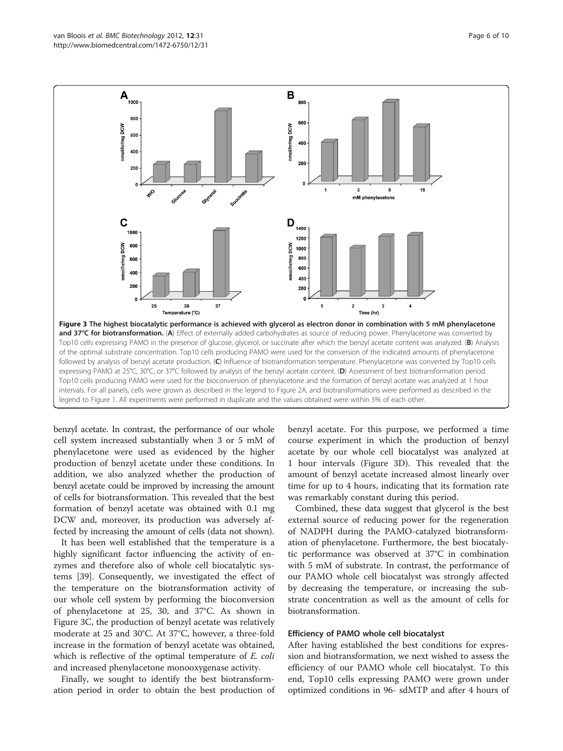**Figure 3 The highest biocatalytic performance is achieved with glycerol as electron donor in combination with 5 mM phenylacetone and 37°C for biotransformation.** (**A**) Effect of externally added carbohydrates as source of reducing power. Phenylacetone was converted by Top10 cells expressing PAMO in the presence of glucose, glycerol, or succinate after which the benzyl acetate content was analyzed. (**B**) Analysis of the optimal substrate concentration. Top10 cells producing PAMO were used for the conversion of the indicated amounts of phenylacetone followed by analysis of benzyl acetate production. (**C**) Influence of biotransformation temperature. Phenylacetone was converted by Top10 cells expressing PAMO at 25°C, 30°C, or 37°C followed by analysis of the benzyl acetate content. (**D**) Assessment of best biotransformation period. Top10 cells producing PAMO were used for the bioconversion of phenylacetone and the formation of benzyl acetate was analyzed at 1 hour intervals. For all panels, cells were grown as described in the legend to Figure 2A, and biotransformations were performed as described in the legend to Figure 1. All experiments were performed in duplicate and the values obtained were within 5% of each other.

benzyl acetate. In contrast, the performance of our whole cell system increased substantially when 3 or 5 mM of phenylacetone were used as evidenced by the higher production of benzyl acetate under these conditions. In addition, we also analyzed whether the production of benzyl acetate could be improved by increasing the amount of cells for biotransformation. This revealed that the best formation of benzyl acetate was obtained with 0.1 mg DCW and, moreover, its production was adversely affected by increasing the amount of cells (data not shown).

It has been well established that the temperature is a highly significant factor influencing the activity of enzymes and therefore also of whole cell biocatalytic systems [39]. Consequently, we investigated the effect of the temperature on the biotransformation activity of our whole cell system by performing the bioconversion of phenylacetone at 25, 30, and 37°C. As shown in Figure 3C, the production of benzyl acetate was relatively moderate at 25 and 30°C. At 37°C, however, a three-fold increase in the formation of benzyl acetate was obtained, which is reflective of the optimal temperature of *E. coli* and increased phenylacetone monooxygenase activity.

Finally, we sought to identify the best biotransformation period in order to obtain the best production of benzyl acetate. For this purpose, we performed a time course experiment in which the production of benzyl acetate by our whole cell biocatalyst was analyzed at 1 hour intervals (Figure 3D). This revealed that the amount of benzyl acetate increased almost linearly over time for up to 4 hours, indicating that its formation rate was remarkably constant during this period.

Combined, these data suggest that glycerol is the best external source of reducing power for the regeneration of NADPH during the PAMO-catalyzed biotransformation of phenylacetone. Furthermore, the best biocatalytic performance was observed at 37°C in combination with 5 mM of substrate. In contrast, the performance of our PAMO whole cell biocatalyst was strongly affected by decreasing the temperature, or increasing the substrate concentration as well as the amount of cells for biotransformation.

### Efficiency of PAMO whole cell biocatalyst

After having established the best conditions for expression and biotransformation, we next wished to assess the efficiency of our PAMO whole cell biocatalyst. To this end, Top10 cells expressing PAMO were grown under optimized conditions in 96- sdMTP and after 4 hours of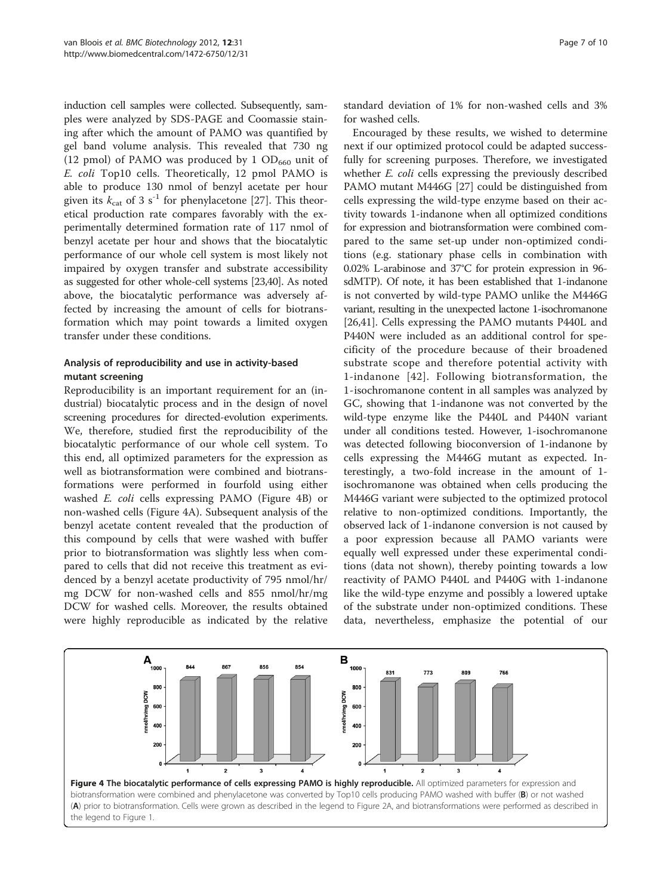induction cell samples were collected. Subsequently, samples were analyzed by SDS-PAGE and Coomassie staining after which the amount of PAMO was quantified by gel band volume analysis. This revealed that 730 ng (12 pmol) of PAMO was produced by 1 $OD_{660}$ unit of *E. coli* Top10 cells. Theoretically, 12 pmol PAMO is able to produce 130 nmol of benzyl acetate per hour given its $k_{cat}$ of 3 $s^{-1}$ for phenylacetone [27]. This theoretical production rate compares favorably with the experimentally determined formation rate of 117 nmol of benzyl acetate per hour and shows that the biocatalytic performance of our whole cell system is most likely not impaired by oxygen transfer and substrate accessibility as suggested for other whole-cell systems [23,40]. As noted above, the biocatalytic performance was adversely affected by increasing the amount of cells for biotransformation which may point towards a limited oxygen transfer under these conditions.

### Analysis of reproducibility and use in activity-based mutant screening

Reproducibility is an important requirement for an (industrial) biocatalytic process and in the design of novel screening procedures for directed-evolution experiments. We, therefore, studied first the reproducibility of the biocatalytic performance of our whole cell system. To this end, all optimized parameters for the expression as well as biotransformation were combined and biotransformations were performed in fourfold using either washed *E. coli* cells expressing PAMO (Figure 4B) or non-washed cells (Figure 4A). Subsequent analysis of the benzyl acetate content revealed that the production of this compound by cells that were washed with buffer prior to biotransformation was slightly less when compared to cells that did not receive this treatment as evidenced by a benzyl acetate productivity of 795 nmol/hr/mg DCW for non-washed cells and 855 nmol/hr/mg DCW for washed cells. Moreover, the results obtained were highly reproducible as indicated by the relative standard deviation of 1% for non-washed cells and 3% for washed cells.

Encouraged by these results, we wished to determine next if our optimized protocol could be adapted successfully for screening purposes. Therefore, we investigated whether *E. coli* cells expressing the previously described PAMO mutant M446G [27] could be distinguished from cells expressing the wild-type enzyme based on their activity towards 1-indanone when all optimized conditions for expression and biotransformation were combined compared to the same set-up under non-optimized conditions (e.g. stationary phase cells in combination with 0.02% L-arabinose and 37°C for protein expression in 96-sdMTP). Of note, it has been established that 1-indanone is not converted by wild-type PAMO unlike the M446G variant, resulting in the unexpected lactone 1-isochromanone [26,41]. Cells expressing the PAMO mutants P440L and P440N were included as an additional control for specificity of the procedure because of their broadened substrate scope and therefore potential activity with 1-indanone [42]. Following biotransformation, the 1-isochromanone content in all samples was analyzed by GC, showing that 1-indanone was not converted by the wild-type enzyme like the P440L and P440N variant under all conditions tested. However, 1-isochromanone was detected following bioconversion of 1-indanone by cells expressing the M446G mutant as expected. Interestingly, a two-fold increase in the amount of 1-isochromanone was obtained when cells producing the M446G variant were subjected to the optimized protocol relative to non-optimized conditions. Importantly, the observed lack of 1-indanone conversion is not caused by a poor expression because all PAMO variants were equally well expressed under these experimental conditions (data not shown), thereby pointing towards a low reactivity of PAMO P440L and P440G with 1-indanone like the wild-type enzyme and possibly a lowered uptake of the substrate under non-optimized conditions. These data, nevertheless, emphasize the potential of our

**Figure 4 The biocatalytic performance of cells expressing PAMO is highly reproducible.** All optimized parameters for expression and biotransformation were combined and phenylacetone was converted by Top10 cells producing PAMO washed with buffer (**B**) or not washed (**A**) prior to biotransformation. Cells were grown as described in the legend to Figure 2A, and biotransformations were performed as described in the legend to Figure 1.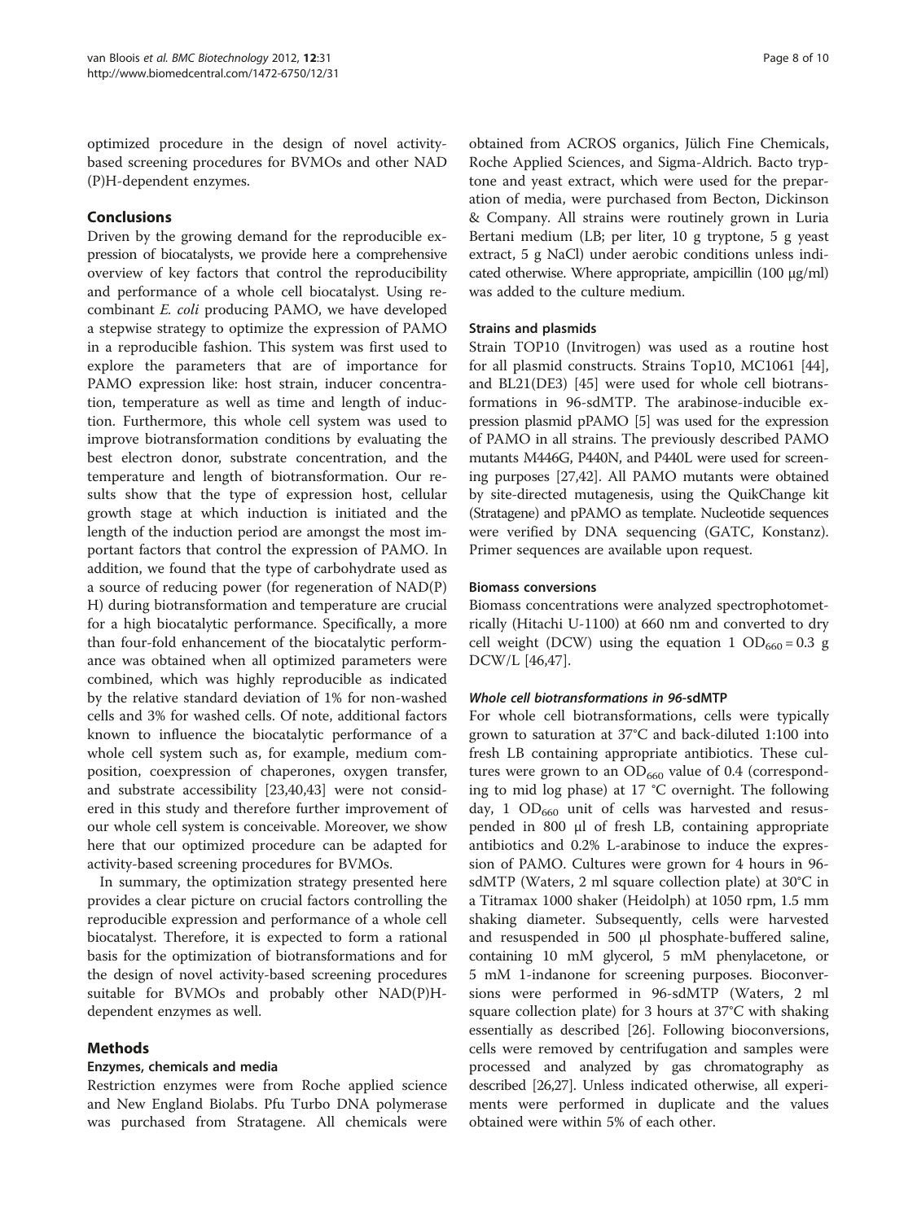optimized procedure in the design of novel activity-based screening procedures for BVMOs and other NAD(P)H-dependent enzymes.

## Conclusions

Driven by the growing demand for the reproducible expression of biocatalysts, we provide here a comprehensive overview of key factors that control the reproducibility and performance of a whole cell biocatalyst. Using recombinant *E. coli* producing PAMO, we have developed a stepwise strategy to optimize the expression of PAMO in a reproducible fashion. This system was first used to explore the parameters that are of importance for PAMO expression like: host strain, inducer concentration, temperature as well as time and length of induction. Furthermore, this whole cell system was used to improve biotransformation conditions by evaluating the best electron donor, substrate concentration, and the temperature and length of biotransformation. Our results show that the type of expression host, cellular growth stage at which induction is initiated and the length of the induction period are amongst the most important factors that control the expression of PAMO. In addition, we found that the type of carbohydrate used as a source of reducing power (for regeneration of NAD(P)H) during biotransformation and temperature are crucial for a high biocatalytic performance. Specifically, a more than four-fold enhancement of the biocatalytic performance was obtained when all optimized parameters were combined, which was highly reproducible as indicated by the relative standard deviation of 1% for non-washed cells and 3% for washed cells. Of note, additional factors known to influence the biocatalytic performance of a whole cell system such as, for example, medium composition, coexpression of chaperones, oxygen transfer, and substrate accessibility [23,40,43] were not considered in this study and therefore further improvement of our whole cell system is conceivable. Moreover, we show here that our optimized procedure can be adapted for activity-based screening procedures for BVMOs.

In summary, the optimization strategy presented here provides a clear picture on crucial factors controlling the reproducible expression and performance of a whole cell biocatalyst. Therefore, it is expected to form a rational basis for the optimization of biotransformations and for the design of novel activity-based screening procedures suitable for BVMOs and probably other NAD(P)H-dependent enzymes as well.

## Methods

### Enzymes, chemicals and media

Restriction enzymes were from Roche applied science and New England Biolabs. Pfu Turbo DNA polymerase was purchased from Stratagene. All chemicals were obtained from ACROS organics, Jülich Fine Chemicals, Roche Applied Sciences, and Sigma-Aldrich. Bacto tryptone and yeast extract, which were used for the preparation of media, were purchased from Becton, Dickinson & Company. All strains were routinely grown in Luria Bertani medium (LB; per liter, 10 g tryptone, 5 g yeast extract, 5 g NaCl) under aerobic conditions unless indicated otherwise. Where appropriate, ampicillin (100 μg/ml) was added to the culture medium.

### Strains and plasmids

Strain TOP10 (Invitrogen) was used as a routine host for all plasmid constructs. Strains Top10, MC1061 [44], and BL21(DE3) [45] were used for whole cell biotransformations in 96-sdMTP. The arabinose-inducible expression plasmid pPAMO [5] was used for the expression of PAMO in all strains. The previously described PAMO mutants M446G, P440N, and P440L were used for screening purposes [27,42]. All PAMO mutants were obtained by site-directed mutagenesis, using the QuikChange kit (Stratagene) and pPAMO as template. Nucleotide sequences were verified by DNA sequencing (GATC, Konstanz). Primer sequences are available upon request.

### Biomass conversions

Biomass concentrations were analyzed spectrophotometrically (Hitachi U-1100) at 660 nm and converted to dry cell weight (DCW) using the equation 1 $OD_{660}$ = 0.3 g DCW/L [46,47].

#### *Whole cell biotransformations in 96-sdMTP*

For whole cell biotransformations, cells were typically grown to saturation at 37°C and back-diluted 1:100 into fresh LB containing appropriate antibiotics. These cultures were grown to an $OD_{660}$ value of 0.4 (corresponding to mid log phase) at 17 °C overnight. The following day, 1 $OD_{660}$ unit of cells was harvested and resuspended in 800 μl of fresh LB, containing appropriate antibiotics and 0.2% L-arabinose to induce the expression of PAMO. Cultures were grown for 4 hours in 96-sdMTP (Waters, 2 ml square collection plate) at 30°C in a Titramax 1000 shaker (Heidolph) at 1050 rpm, 1.5 mm shaking diameter. Subsequently, cells were harvested and resuspended in 500 μl phosphate-buffered saline, containing 10 mM glycerol, 5 mM phenylacetone, or 5 mM 1-indanone for screening purposes. Bioconversions were performed in 96-sdMTP (Waters, 2 ml square collection plate) for 3 hours at 37°C with shaking essentially as described [26]. Following bioconversions, cells were removed by centrifugation and samples were processed and analyzed by gas chromatography as described [26,27]. Unless indicated otherwise, all experiments were performed in duplicate and the values obtained were within 5% of each other.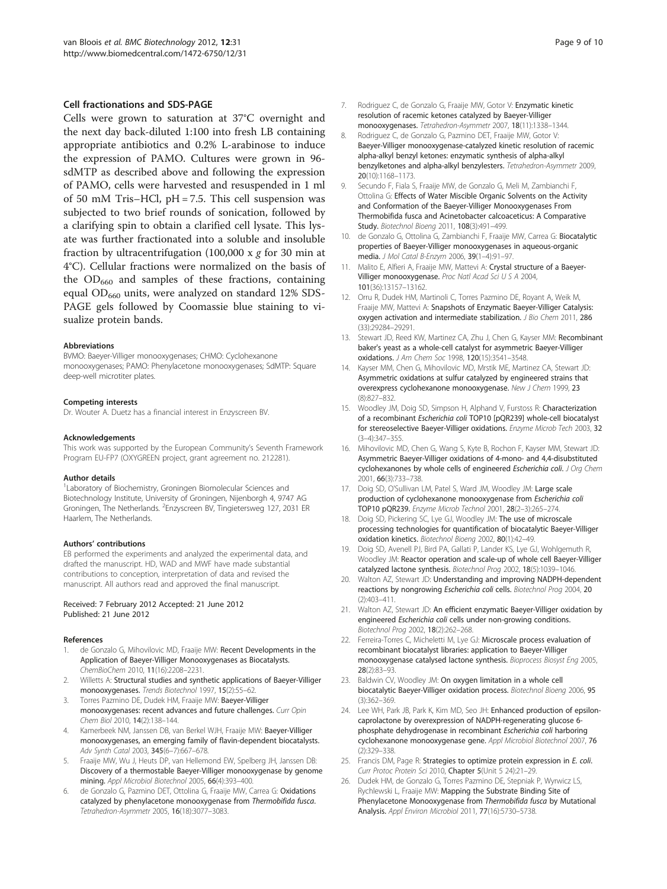### Cell fractionations and SDS-PAGE

Cells were grown to saturation at 37°C overnight and the next day back-diluted 1:100 into fresh LB containing appropriate antibiotics and 0.2% L-arabinose to induce the expression of PAMO. Cultures were grown in 96-sdMTP as described above and following the expression of PAMO, cells were harvested and resuspended in 1 ml of 50 mM Tris–HCl, pH = 7.5. This cell suspension was subjected to two brief rounds of sonication, followed by a clarifying spin to obtain a clarified cell lysate. This lysate was further fractionated into a soluble and insoluble fraction by ultracentrifugation (100,000 x *g* for 30 min at 4°C). Cellular fractions were normalized on the basis of the $OD_{660}$ and samples of these fractions, containing equal $OD_{660}$ units, were analyzed on standard 12% SDS-PAGE gels followed by Coomassie blue staining to visualize protein bands.

#### Abbreviations

BVMO: Baeyer-Villiger monooxygenases; CHMO: Cyclohexanone monooxygenases; PAMO: Phenylacetone monooxygenases; SdMTP: Square deep-well microtiter plates.

#### Competing interests

Dr. Wouter A. Duetz has a financial interest in Enzyscreen BV.

#### Acknowledgements

This work was supported by the European Community's Seventh Framework Program EU-FP7 (OXYGREEN project, grant agreement no. 212281).

#### Author details

[1]Laboratory of Biochemistry, Groningen Biomolecular Sciences and Biotechnology Institute, University of Groningen, Nijenborgh 4, 9747 AG Groningen, The Netherlands. [2]Enzyscreen BV, Tingietersweg 127, 2031 ER Haarlem, The Netherlands.

#### Authors' contributions

EB performed the experiments and analyzed the experimental data, and drafted the manuscript. HD, WAD and MWF have made substantial contributions to conception, interpretation of data and revised the manuscript. All authors read and approved the final manuscript.

Received: 7 February 2012 Accepted: 21 June 2012
Published: 21 June 2012

#### References

1. de Gonzalo G, Mihovilovic MD, Fraaije MW: **Recent Developments in the Application of Baeyer-Villiger Monooxygenases as Biocatalysts.** *ChemBioChem* 2010, **11**(16):2208–2231.
2. Willetts A: **Structural studies and synthetic applications of Baeyer-Villiger monooxygenases.** *Trends Biotechnol* 1997, **15**(2):55–62.
3. Torres Pazmino DE, Dudek HM, Fraaije MW: **Baeyer-Villiger monooxygenases: recent advances and future challenges.** *Curr Opin Chem Biol* 2010, **14**(2):138–144.
4. Kamerbeek NM, Janssen DB, van Berkel WJH, Fraaije MW: **Baeyer-Villiger monooxygenases, an emerging family of flavin-dependent biocatalysts.** *Adv Synth Catal* 2003, **345**(6–7):667–678.
5. Fraaije MW, Wu J, Heuts DP, van Hellemond EW, Spelberg JH, Janssen DB: **Discovery of a thermostable Baeyer-Villiger monooxygenase by genome mining.** *Appl Microbiol Biotechnol* 2005, **66**(4):393–400.
6. de Gonzalo G, Pazmino DET, Ottolina G, Fraaije MW, Carrea G: **Oxidations catalyzed by phenylacetone monooxygenase from *Thermobifida fusca*.** *Tetrahedron-Asymmetr* 2005, **16**(18):3077–3083.
7. Rodriguez C, de Gonzalo G, Fraaije MW, Gotor V: **Enzymatic kinetic resolution of racemic ketones catalyzed by Baeyer-Villiger monooxygenases.** *Tetrahedron-Asymmetr* 2007, **18**(11):1338–1344.
8. Rodriguez C, de Gonzalo G, Pazmino DET, Fraaije MW, Gotor V: **Baeyer-Villiger monooxygenase-catalyzed kinetic resolution of racemic alpha-alkyl benzyl ketones: enzymatic synthesis of alpha-alkyl benzylketones and alpha-alkyl benzylesters.** *Tetrahedron-Asymmetr* 2009, **20**(10):1168–1173.
9. Secundo F, Fiala S, Fraaije MW, de Gonzalo G, Meli M, Zambianchi F, Ottolina G: **Effects of Water Miscible Organic Solvents on the Activity and Conformation of the Baeyer-Villiger Monooxygenases From Thermobifida fusca and Acinetobacter calcoaceticus: A Comparative Study.** *Biotechnol Bioeng* 2011, **108**(3):491–499.
10. de Gonzalo G, Ottolina G, Zambianchi F, Fraaije MW, Carrea G: **Biocatalytic properties of Baeyer-Villiger monooxygenases in aqueous-organic media.** *J Mol Catal B-Enzym* 2006, **39**(1–4):91–97.
11. Malito E, Alfieri A, Fraaije MW, Mattevi A: **Crystal structure of a Baeyer-Villiger monooxygenase.** *Proc Natl Acad Sci U S A* 2004, **101**(36):13157–13162.
12. Orru R, Dudek HM, Martinoli C, Torres Pazmino DE, Royant A, Weik M, Fraaije MW, Mattevi A: **Snapshots of Enzymatic Baeyer-Villiger Catalysis: oxygen activation and intermediate stabilization.** *J Bio Chem* 2011, **286** (33):29284–29291.
13. Stewart JD, Reed KW, Martinez CA, Zhu J, Chen G, Kayser MM: **Recombinant baker's yeast as a whole-cell catalyst for asymmetric Baeyer-Villiger oxidations.** *J Am Chem Soc* 1998, **120**(15):3541–3548.
14. Kayser MM, Chen G, Mihovilovic MD, Mrstik ME, Martinez CA, Stewart JD: **Asymmetric oxidations at sulfur catalyzed by engineered strains that overexpress cyclohexanone monooxygenase.** *New J Chem* 1999, **23** (8):827–832.
15. Woodley JM, Doig SD, Simpson H, Alphand V, Furstoss R: **Characterization of a recombinant *Escherichia coli* TOP10 [pQR239] whole-cell biocatalyst for stereoselective Baeyer-Villiger oxidations.** *Enzyme Microb Tech* 2003, **32** (3–4):347–355.
16. Mihovilovic MD, Chen G, Wang S, Kyte B, Rochon F, Kayser MM, Stewart JD: **Asymmetric Baeyer-Villiger oxidations of 4-mono- and 4,4-disubstituted cyclohexanones by whole cells of engineered *Escherichia coli*.** *J Org Chem* 2001, **66**(3):733–738.
17. Doig SD, O'Sullivan LM, Patel S, Ward JM, Woodley JM: **Large scale production of cyclohexanone monooxygenase from *Escherichia coli* TOP10 pQR239.** *Enzyme Microb Technol* 2001, **28**(2–3):265–274.
18. Doig SD, Pickering SC, Lye GJ, Woodley JM: **The use of microscale processing technologies for quantification of biocatalytic Baeyer-Villiger oxidation kinetics.** *Biotechnol Bioeng* 2002, **80**(1):42–49.
19. Doig SD, Avenell PJ, Bird PA, Gallati P, Lander KS, Lye GJ, Wohlgemuth R, Woodley JM: **Reactor operation and scale-up of whole cell Baeyer-Villiger catalyzed lactone synthesis.** *Biotechnol Prog* 2002, **18**(5):1039–1046.
20. Walton AZ, Stewart JD: **Understanding and improving NADPH-dependent reactions by nongrowing *Escherichia coli* cells.** *Biotechnol Prog* 2004, **20** (2):403–411.
21. Walton AZ, Stewart JD: **An efficient enzymatic Baeyer-Villiger oxidation by engineered *Escherichia coli* cells under non-growing conditions.** *Biotechnol Prog* 2002, **18**(2):262–268.
22. Ferreira-Torres C, Micheletti M, Lye GJ: **Microscale process evaluation of recombinant biocatalyst libraries: application to Baeyer-Villiger monooxygenase catalysed lactone synthesis.** *Bioprocess Biosyst Eng* 2005, **28**(2):83–93.
23. Baldwin CV, Woodley JM: **On oxygen limitation in a whole cell biocatalytic Baeyer-Villiger oxidation process.** *Biotechnol Bioeng* 2006, **95** (3):362–369.
24. Lee WH, Park JB, Park K, Kim MD, Seo JH: **Enhanced production of epsilon-caprolactone by overexpression of NADPH-regenerating glucose 6-phosphate dehydrogenase in recombinant *Escherichia coli* harboring cyclohexanone monooxygenase gene.** *Appl Microbiol Biotechnol* 2007, **76** (2):329–338.
25. Francis DM, Page R: **Strategies to optimize protein expression in *E. coli*.** *Curr Protoc Protein Sci* 2010, **Chapter 5**(Unit 5 24):21–29.
26. Dudek HM, de Gonzalo G, Torres Pazmino DE, Stepniak P, Wyrwicz LS, Rychlewski L, Fraaije MW: **Mapping the Substrate Binding Site of Phenylacetone Monooxygenase from *Thermobifida fusca* by Mutational Analysis.** *Appl Environ Microbiol* 2011, **77**(16):5730–5738.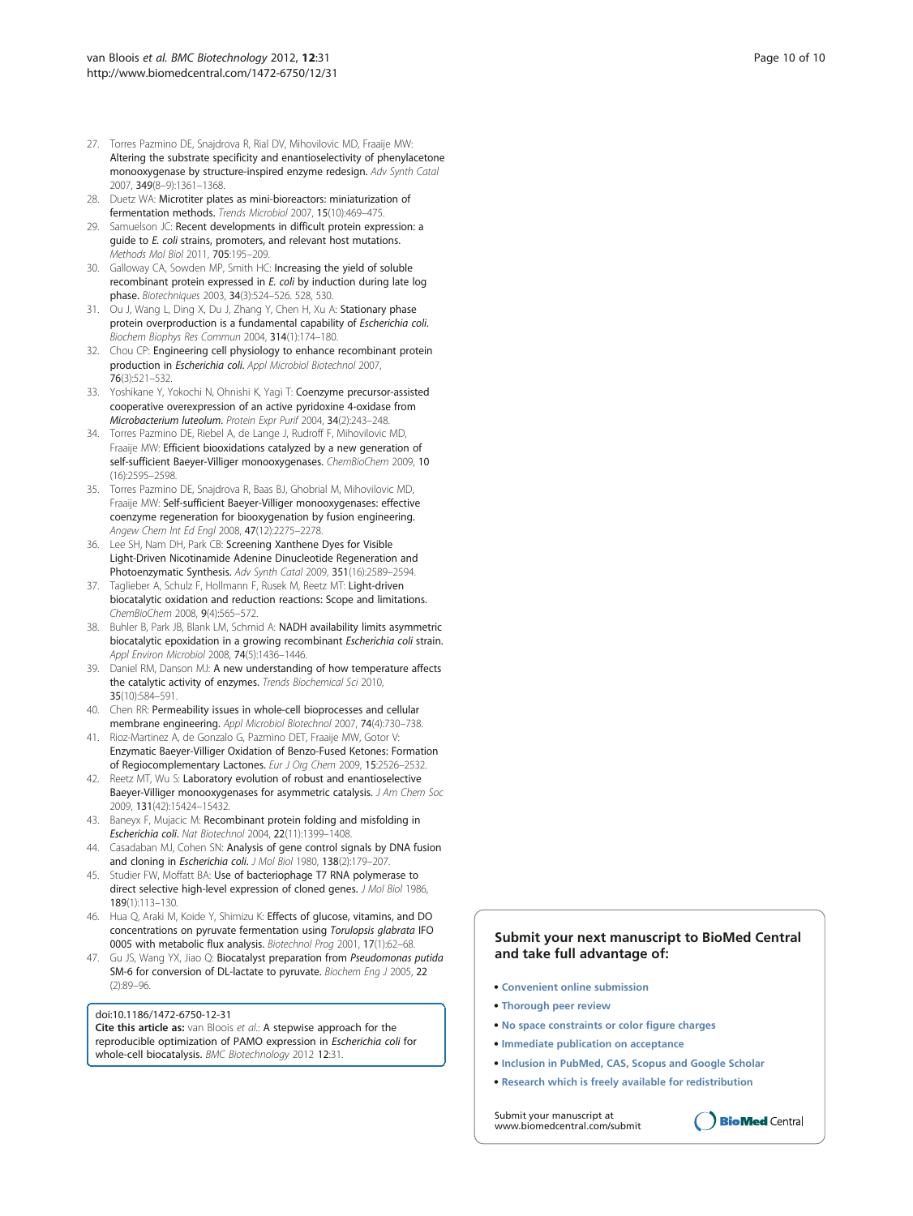27. Torres Pazmino DE, Snajdrova R, Rial DV, Mihovilovic MD, Fraaije MW: Altering the substrate specificity and enantioselectivity of phenylacetone monooxygenase by structure-inspired enzyme redesign. *Adv Synth Catal* 2007, **349**(8–9):1361–1368.
28. Duetz WA: Microtiter plates as mini-bioreactors: miniaturization of fermentation methods. *Trends Microbiol* 2007, **15**(10):469–475.
29. Samuelson JC: Recent developments in difficult protein expression: a guide to *E. coli* strains, promoters, and relevant host mutations. *Methods Mol Biol* 2011, **705**:195–209.
30. Galloway CA, Sowden MP, Smith HC: Increasing the yield of soluble recombinant protein expressed in *E. coli* by induction during late log phase. *Biotechniques* 2003, **34**(3):524–526. 528, 530.
31. Ou J, Wang L, Ding X, Du J, Zhang Y, Chen H, Xu A: Stationary phase protein overproduction is a fundamental capability of *Escherichia coli*. *Biochem Biophys Res Commun* 2004, **314**(1):174–180.
32. Chou CP: Engineering cell physiology to enhance recombinant protein production in *Escherichia coli*. *Appl Microbiol Biotechnol* 2007, **76**(3):521–532.
33. Yoshikane Y, Yokochi N, Ohnishi K, Yagi T: Coenzyme precursor-assisted cooperative overexpression of an active pyridoxine 4-oxidase from *Microbacterium luteolum*. *Protein Expr Purif* 2004, **34**(2):243–248.
34. Torres Pazmino DE, Riebel A, de Lange J, Rudroff F, Mihovilovic MD, Fraaije MW: Efficient biooxidations catalyzed by a new generation of self-sufficient Baeyer-Villiger monooxygenases. *ChemBioChem* 2009, **10** (16):2595–2598.
35. Torres Pazmino DE, Snajdrova R, Baas BJ, Ghobrial M, Mihovilovic MD, Fraaije MW: Self-sufficient Baeyer-Villiger monooxygenases: effective coenzyme regeneration for biooxygenation by fusion engineering. *Angew Chem Int Ed Engl* 2008, **47**(12):2275–2278.
36. Lee SH, Nam DH, Park CB: Screening Xanthene Dyes for Visible Light-Driven Nicotinamide Adenine Dinucleotide Regeneration and Photoenzymatic Synthesis. *Adv Synth Catal* 2009, **351**(16):2589–2594.
37. Taglieber A, Schulz F, Hollmann F, Rusek M, Reetz MT: Light-driven biocatalytic oxidation and reduction reactions: Scope and limitations. *ChemBioChem* 2008, **9**(4):565–572.
38. Buhler B, Park JB, Blank LM, Schmid A: NADH availability limits asymmetric biocatalytic epoxidation in a growing recombinant *Escherichia coli* strain. *Appl Environ Microbiol* 2008, **74**(5):1436–1446.
39. Daniel RM, Danson MJ: A new understanding of how temperature affects the catalytic activity of enzymes. *Trends Biochemical Sci* 2010, **35**(10):584–591.
40. Chen RR: Permeability issues in whole-cell bioprocesses and cellular membrane engineering. *Appl Microbiol Biotechnol* 2007, **74**(4):730–738.
41. Rioz-Martinez A, de Gonzalo G, Pazmino DET, Fraaije MW, Gotor V: Enzymatic Baeyer-Villiger Oxidation of Benzo-Fused Ketones: Formation of Regiocomplementary Lactones. *Eur J Org Chem* 2009, **15**:2526–2532.
42. Reetz MT, Wu S: Laboratory evolution of robust and enantioselective Baeyer-Villiger monooxygenases for asymmetric catalysis. *J Am Chem Soc* 2009, **131**(42):15424–15432.
43. Baneyx F, Mujacic M: Recombinant protein folding and misfolding in *Escherichia coli*. *Nat Biotechnol* 2004, **22**(11):1399–1408.
44. Casadaban MJ, Cohen SN: Analysis of gene control signals by DNA fusion and cloning in *Escherichia coli*. *J Mol Biol* 1980, **138**(2):179–207.
45. Studier FW, Moffatt BA: Use of bacteriophage T7 RNA polymerase to direct selective high-level expression of cloned genes. *J Mol Biol* 1986, **189**(1):113–130.
46. Hua Q, Araki M, Koide Y, Shimizu K: Effects of glucose, vitamins, and DO concentrations on pyruvate fermentation using *Torulopsis glabrata* IFO 0005 with metabolic flux analysis. *Biotechnol Prog* 2001, **17**(1):62–68.
47. Gu JS, Wang YX, Jiao Q: Biocatalyst preparation from *Pseudomonas putida* SM-6 for conversion of DL-lactate to pyruvate. *Biochem Eng J* 2005, **22** (2):89–96.

doi:10.1186/1472-6750-12-31

**Cite this article as:** van Bloois *et al.*: A stepwise approach for the reproducible optimization of PAMO expression in *Escherichia coli* for whole-cell biocatalysis. *BMC Biotechnology* 2012 **12**:31.

**Submit your next manuscript to BioMed Central and take full advantage of:**

- **Convenient online submission**
- **Thorough peer review**
- **No space constraints or color figure charges**
- **Immediate publication on acceptance**
- **Inclusion in PubMed, CAS, Scopus and Google Scholar**
- **Research which is freely available for redistribution**

Submit your manuscript at
www.biomedcentral.com/submit

BioMed Central